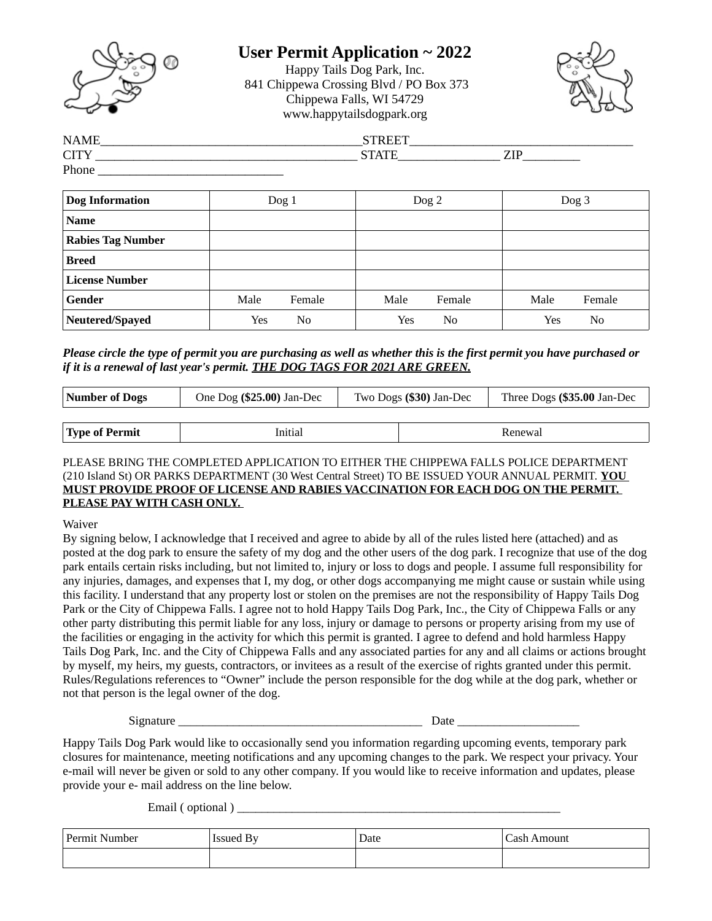# User Permit Application ~ 2022

Happy Tails Dog Park, Inc.
841 Chippewa Crossing Blvd / PO Box 373
Chippewa Falls, WI 54729
www.happytailsdogpark.org

NAME_________________________________________STREET___________________________________
CITY _________________________________________ STATE________________ ZIP_________
Phone ______________________________

| **Dog Information** | Dog 1 | Dog 2 | Dog 3 |
|---|---|---|---|
| **Name** | | | |
| **Rabies Tag Number** | | | |
| **Breed** | | | |
| **License Number** | | | |
| **Gender** | Male Female | Male Female | Male Female |
| **Neutered/Spayed** | Yes No | Yes No | Yes No |

***Please circle the type of permit you are purchasing as well as whether this is the first permit you have purchased or if it is a renewal of last year's permit. <u>THE DOG TAGS FOR 2021 ARE GREEN.</u>***

| **Number of Dogs** | One Dog **($25.00)** Jan-Dec | Two Dogs **($30)** Jan-Dec | Three Dogs **($35.00** Jan-Dec |
|---|---|---|---|

| **Type of Permit** | Initial | Renewal |
|---|---|---|

PLEASE BRING THE COMPLETED APPLICATION TO EITHER THE CHIPPEWA FALLS POLICE DEPARTMENT (210 Island St) OR PARKS DEPARTMENT (30 West Central Street) TO BE ISSUED YOUR ANNUAL PERMIT. **<u>YOU MUST PROVIDE PROOF OF LICENSE AND RABIES VACCINATION FOR EACH DOG ON THE PERMIT. PLEASE PAY WITH CASH ONLY.</u>**

Waiver
By signing below, I acknowledge that I received and agree to abide by all of the rules listed here (attached) and as posted at the dog park to ensure the safety of my dog and the other users of the dog park. I recognize that use of the dog park entails certain risks including, but not limited to, injury or loss to dogs and people. I assume full responsibility for any injuries, damages, and expenses that I, my dog, or other dogs accompanying me might cause or sustain while using this facility. I understand that any property lost or stolen on the premises are not the responsibility of Happy Tails Dog Park or the City of Chippewa Falls. I agree not to hold Happy Tails Dog Park, Inc., the City of Chippewa Falls or any other party distributing this permit liable for any loss, injury or damage to persons or property arising from my use of the facilities or engaging in the activity for which this permit is granted. I agree to defend and hold harmless Happy Tails Dog Park, Inc. and the City of Chippewa Falls and any associated parties for any and all claims or actions brought by myself, my heirs, my guests, contractors, or invitees as a result of the exercise of rights granted under this permit. Rules/Regulations references to "Owner" include the person responsible for the dog while at the dog park, whether or not that person is the legal owner of the dog.

Signature ________________________________________ Date ____________________

Happy Tails Dog Park would like to occasionally send you information regarding upcoming events, temporary park closures for maintenance, meeting notifications and any upcoming changes to the park. We respect your privacy. Your e-mail will never be given or sold to any other company. If you would like to receive information and updates, please provide your e- mail address on the line below.

Email ( optional ) ______________________________________________________

| Permit Number | Issued By | Date | Cash Amount |
|---|---|---|---|
| | | | |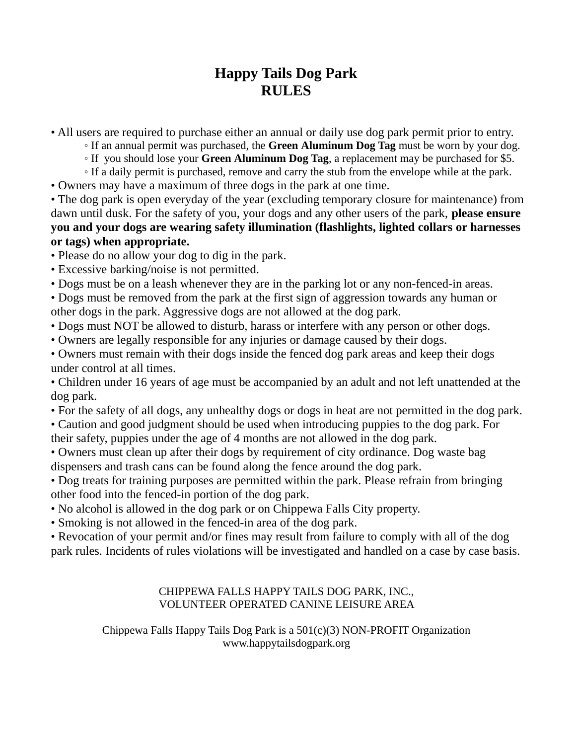# Happy Tails Dog Park
# RULES

- All users are required to purchase either an annual or daily use dog park permit prior to entry.
    - If an annual permit was purchased, the **Green Aluminum Dog Tag** must be worn by your dog.
    - If you should lose your **Green Aluminum Dog Tag**, a replacement may be purchased for $5.
    - If a daily permit is purchased, remove and carry the stub from the envelope while at the park.
- Owners may have a maximum of three dogs in the park at one time.
- The dog park is open everyday of the year (excluding temporary closure for maintenance) from dawn until dusk. For the safety of you, your dogs and any other users of the park, **please ensure you and your dogs are wearing safety illumination (flashlights, lighted collars or harnesses or tags) when appropriate.**
- Please do no allow your dog to dig in the park.
- Excessive barking/noise is not permitted.
- Dogs must be on a leash whenever they are in the parking lot or any non-fenced-in areas.
- Dogs must be removed from the park at the first sign of aggression towards any human or other dogs in the park. Aggressive dogs are not allowed at the dog park.
- Dogs must NOT be allowed to disturb, harass or interfere with any person or other dogs.
- Owners are legally responsible for any injuries or damage caused by their dogs.
- Owners must remain with their dogs inside the fenced dog park areas and keep their dogs under control at all times.
- Children under 16 years of age must be accompanied by an adult and not left unattended at the dog park.
- For the safety of all dogs, any unhealthy dogs or dogs in heat are not permitted in the dog park.
- Caution and good judgment should be used when introducing puppies to the dog park. For their safety, puppies under the age of 4 months are not allowed in the dog park.
- Owners must clean up after their dogs by requirement of city ordinance. Dog waste bag dispensers and trash cans can be found along the fence around the dog park.
- Dog treats for training purposes are permitted within the park. Please refrain from bringing other food into the fenced-in portion of the dog park.
- No alcohol is allowed in the dog park or on Chippewa Falls City property.
- Smoking is not allowed in the fenced-in area of the dog park.
- Revocation of your permit and/or fines may result from failure to comply with all of the dog park rules. Incidents of rules violations will be investigated and handled on a case by case basis.

CHIPPEWA FALLS HAPPY TAILS DOG PARK, INC.,
VOLUNTEER OPERATED CANINE LEISURE AREA

Chippewa Falls Happy Tails Dog Park is a 501(c)(3) NON-PROFIT Organization
www.happytailsdogpark.org